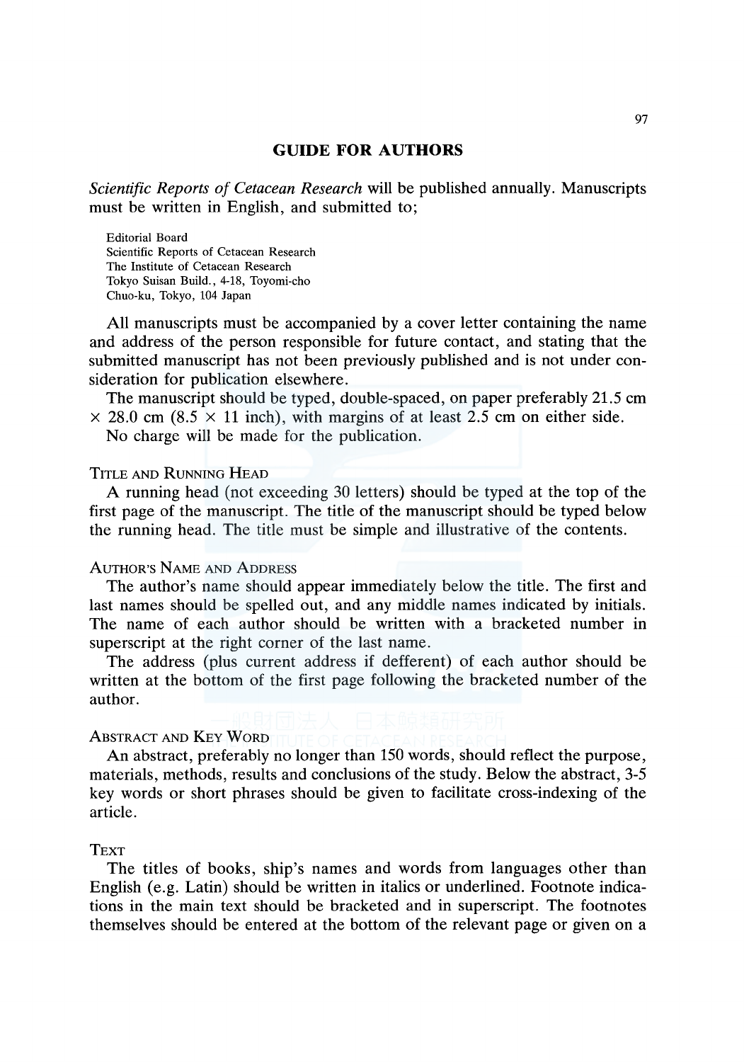## GUIDE FOR AUTHORS

*Scientific Reports of Cetacean Research* will be published annually. Manuscripts must be written in English, and submitted to;

Editorial Board
Scientific Reports of Cetacean Research
The Institute of Cetacean Research
Tokyo Suisan Build., 4-18, Toyomi-cho
Chuo-ku, Tokyo, 104 Japan

All manuscripts must be accompanied by a cover letter containing the name and address of the person responsible for future contact, and stating that the submitted manuscript has not been previously published and is not under consideration for publication elsewhere.

The manuscript should be typed, double-spaced, on paper preferably 21.5 cm × 28.0 cm (8.5 × 11 inch), with margins of at least 2.5 cm on either side.

No charge will be made for the publication.

### Title and Running Head

A running head (not exceeding 30 letters) should be typed at the top of the first page of the manuscript. The title of the manuscript should be typed below the running head. The title must be simple and illustrative of the contents.

### Author's Name and Address

The author's name should appear immediately below the title. The first and last names should be spelled out, and any middle names indicated by initials. The name of each author should be written with a bracketed number in superscript at the right corner of the last name.

The address (plus current address if defferent) of each author should be written at the bottom of the first page following the bracketed number of the author.

### Abstract and Key Word

An abstract, preferably no longer than 150 words, should reflect the purpose, materials, methods, results and conclusions of the study. Below the abstract, 3-5 key words or short phrases should be given to facilitate cross-indexing of the article.

### Text

The titles of books, ship's names and words from languages other than English (e.g. Latin) should be written in italics or underlined. Footnote indications in the main text should be bracketed and in superscript. The footnotes themselves should be entered at the bottom of the relevant page or given on a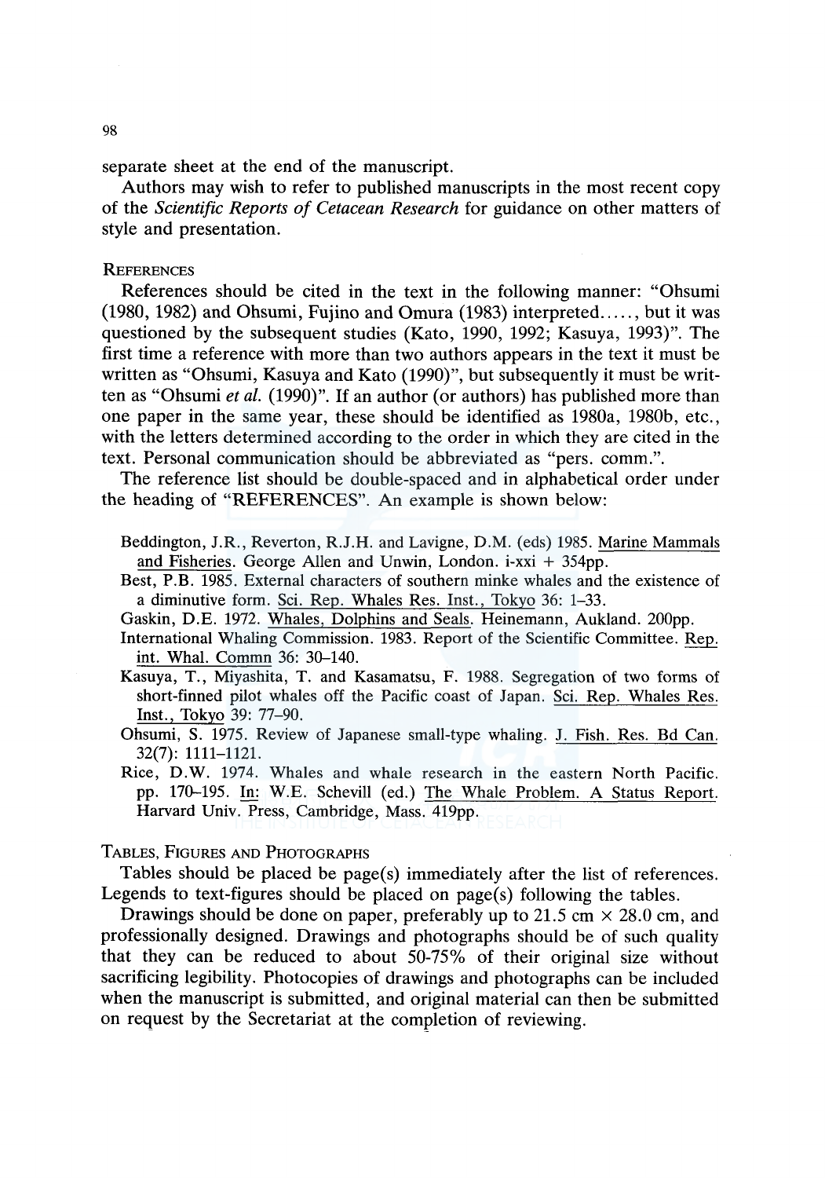separate sheet at the end of the manuscript.

Authors may wish to refer to published manuscripts in the most recent copy of the *Scientific Reports of Cetacean Research* for guidance on other matters of style and presentation.

### REFERENCES

References should be cited in the text in the following manner: "Ohsumi (1980, 1982) and Ohsumi, Fujino and Omura (1983) interpreted....., but it was questioned by the subsequent studies (Kato, 1990, 1992; Kasuya, 1993)". The first time a reference with more than two authors appears in the text it must be written as "Ohsumi, Kasuya and Kato (1990)", but subsequently it must be written as "Ohsumi *et al.* (1990)". If an author (or authors) has published more than one paper in the same year, these should be identified as 1980a, 1980b, etc., with the letters determined according to the order in which they are cited in the text. Personal communication should be abbreviated as "pers. comm.".

The reference list should be double-spaced and in alphabetical order under the heading of "REFERENCES". An example is shown below:

Beddington, J.R., Reverton, R.J.H. and Lavigne, D.M. (eds) 1985. Marine Mammals and Fisheries. George Allen and Unwin, London. i-xxi + 354pp.

Best, P.B. 1985. External characters of southern minke whales and the existence of a diminutive form. Sci. Rep. Whales Res. Inst., Tokyo 36: 1–33.

Gaskin, D.E. 1972. Whales, Dolphins and Seals. Heinemann, Aukland. 200pp.

International Whaling Commission. 1983. Report of the Scientific Committee. Rep. int. Whal. Commn 36: 30–140.

Kasuya, T., Miyashita, T. and Kasamatsu, F. 1988. Segregation of two forms of short-finned pilot whales off the Pacific coast of Japan. Sci. Rep. Whales Res. Inst., Tokyo 39: 77–90.

Ohsumi, S. 1975. Review of Japanese small-type whaling. J. Fish. Res. Bd Can. 32(7): 1111–1121.

Rice, D.W. 1974. Whales and whale research in the eastern North Pacific. pp. 170–195. In: W.E. Schevill (ed.) The Whale Problem. A Status Report. Harvard Univ. Press, Cambridge, Mass. 419pp.

### TABLES, FIGURES AND PHOTOGRAPHS

Tables should be placed be page(s) immediately after the list of references. Legends to text-figures should be placed on page(s) following the tables.

Drawings should be done on paper, preferably up to 21.5 cm × 28.0 cm, and professionally designed. Drawings and photographs should be of such quality that they can be reduced to about 50-75% of their original size without sacrificing legibility. Photocopies of drawings and photographs can be included when the manuscript is submitted, and original material can then be submitted on request by the Secretariat at the completion of reviewing.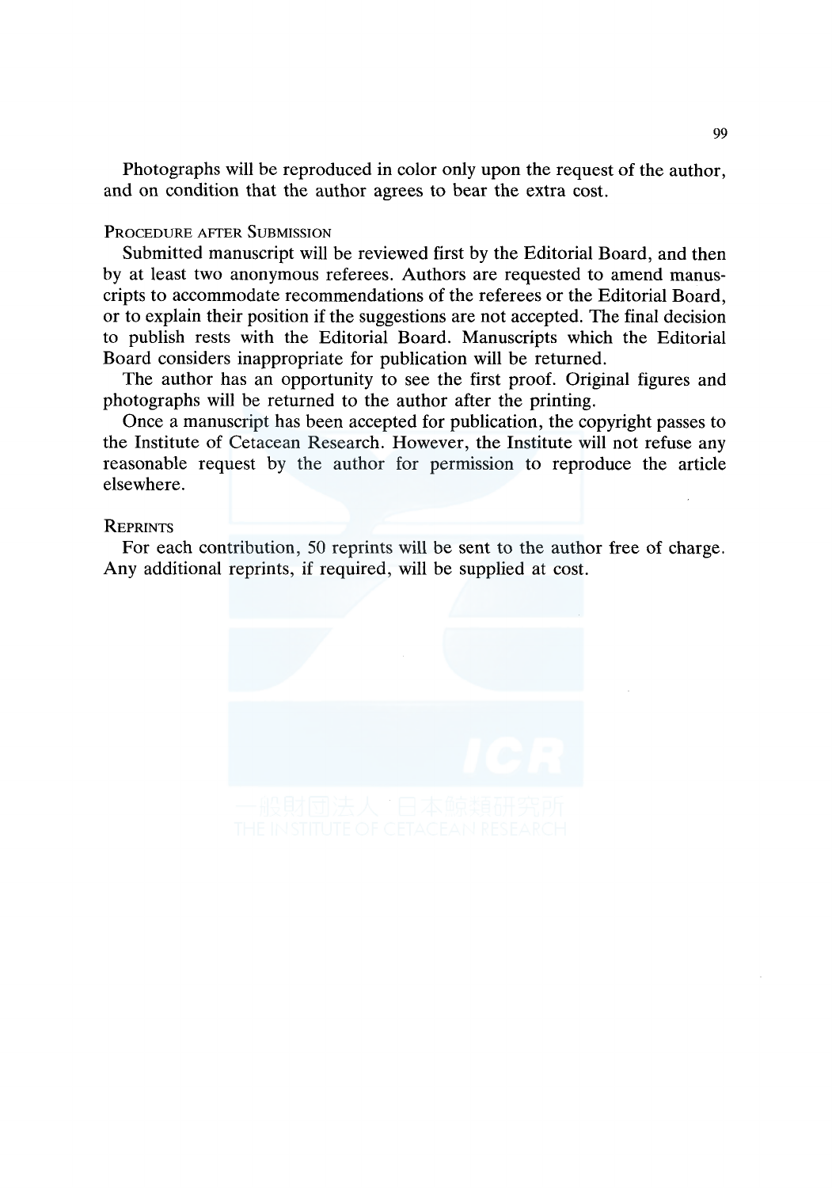Photographs will be reproduced in color only upon the request of the author, and on condition that the author agrees to bear the extra cost.

### Procedure after Submission

Submitted manuscript will be reviewed first by the Editorial Board, and then by at least two anonymous referees. Authors are requested to amend manuscripts to accommodate recommendations of the referees or the Editorial Board, or to explain their position if the suggestions are not accepted. The final decision to publish rests with the Editorial Board. Manuscripts which the Editorial Board considers inappropriate for publication will be returned.

The author has an opportunity to see the first proof. Original figures and photographs will be returned to the author after the printing.

Once a manuscript has been accepted for publication, the copyright passes to the Institute of Cetacean Research. However, the Institute will not refuse any reasonable request by the author for permission to reproduce the article elsewhere.

### Reprints

For each contribution, 50 reprints will be sent to the author free of charge. Any additional reprints, if required, will be supplied at cost.